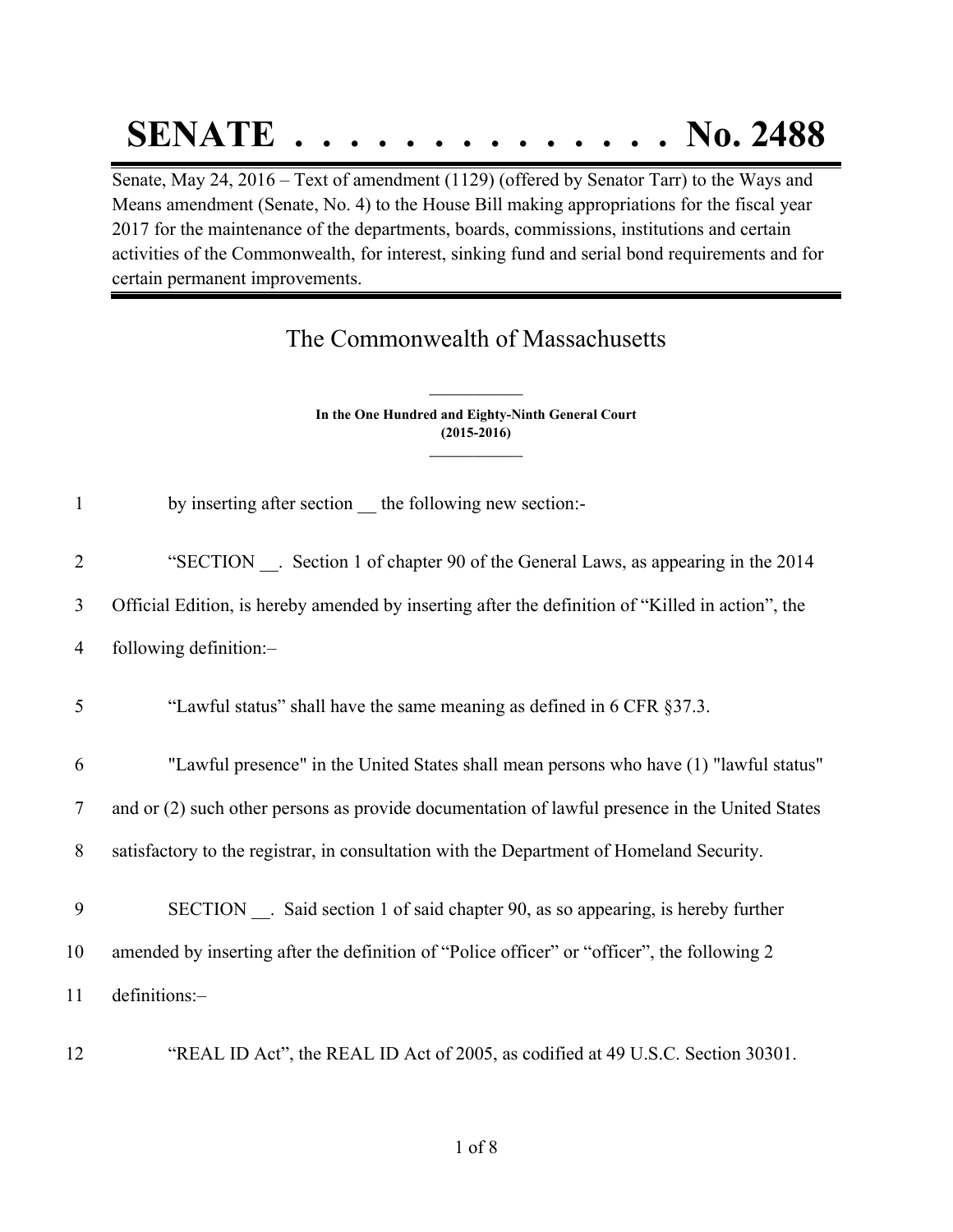# SENATE . . . . . . . . . . . . . . No. 2488

Senate, May 24, 2016 – Text of amendment (1129) (offered by Senator Tarr) to the Ways and Means amendment (Senate, No. 4) to the House Bill making appropriations for the fiscal year 2017 for the maintenance of the departments, boards, commissions, institutions and certain activities of the Commonwealth, for interest, sinking fund and serial bond requirements and for certain permanent improvements.

## The Commonwealth of Massachusetts

**In the One Hundred and Eighty-Ninth General Court (2015-2016)**

1 by inserting after section __ the following new section:-

2 "SECTION __. Section 1 of chapter 90 of the General Laws, as appearing in the 2014
3 Official Edition, is hereby amended by inserting after the definition of "Killed in action", the
4 following definition:–

5 "Lawful status" shall have the same meaning as defined in 6 CFR §37.3.

6 "Lawful presence" in the United States shall mean persons who have (1) "lawful status"
7 and or (2) such other persons as provide documentation of lawful presence in the United States
8 satisfactory to the registrar, in consultation with the Department of Homeland Security.

9 SECTION __. Said section 1 of said chapter 90, as so appearing, is hereby further
10 amended by inserting after the definition of "Police officer" or "officer", the following 2
11 definitions:–

12 "REAL ID Act", the REAL ID Act of 2005, as codified at 49 U.S.C. Section 30301.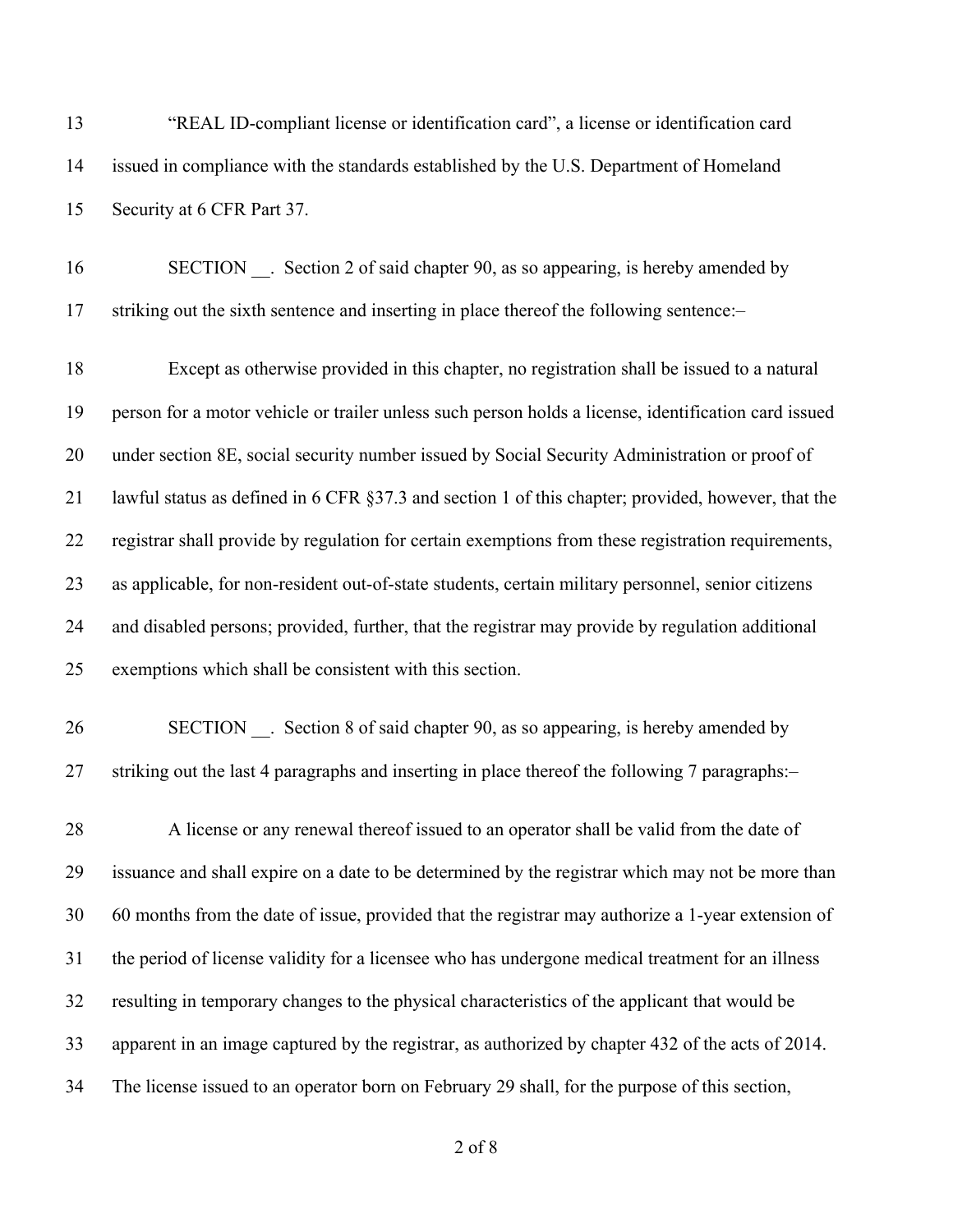"REAL ID-compliant license or identification card", a license or identification card issued in compliance with the standards established by the U.S. Department of Homeland Security at 6 CFR Part 37.

SECTION __. Section 2 of said chapter 90, as so appearing, is hereby amended by striking out the sixth sentence and inserting in place thereof the following sentence:–

Except as otherwise provided in this chapter, no registration shall be issued to a natural person for a motor vehicle or trailer unless such person holds a license, identification card issued under section 8E, social security number issued by Social Security Administration or proof of lawful status as defined in 6 CFR §37.3 and section 1 of this chapter; provided, however, that the registrar shall provide by regulation for certain exemptions from these registration requirements, as applicable, for non-resident out-of-state students, certain military personnel, senior citizens and disabled persons; provided, further, that the registrar may provide by regulation additional exemptions which shall be consistent with this section.

SECTION __. Section 8 of said chapter 90, as so appearing, is hereby amended by striking out the last 4 paragraphs and inserting in place thereof the following 7 paragraphs:–

A license or any renewal thereof issued to an operator shall be valid from the date of issuance and shall expire on a date to be determined by the registrar which may not be more than 60 months from the date of issue, provided that the registrar may authorize a 1-year extension of the period of license validity for a licensee who has undergone medical treatment for an illness resulting in temporary changes to the physical characteristics of the applicant that would be apparent in an image captured by the registrar, as authorized by chapter 432 of the acts of 2014. The license issued to an operator born on February 29 shall, for the purpose of this section,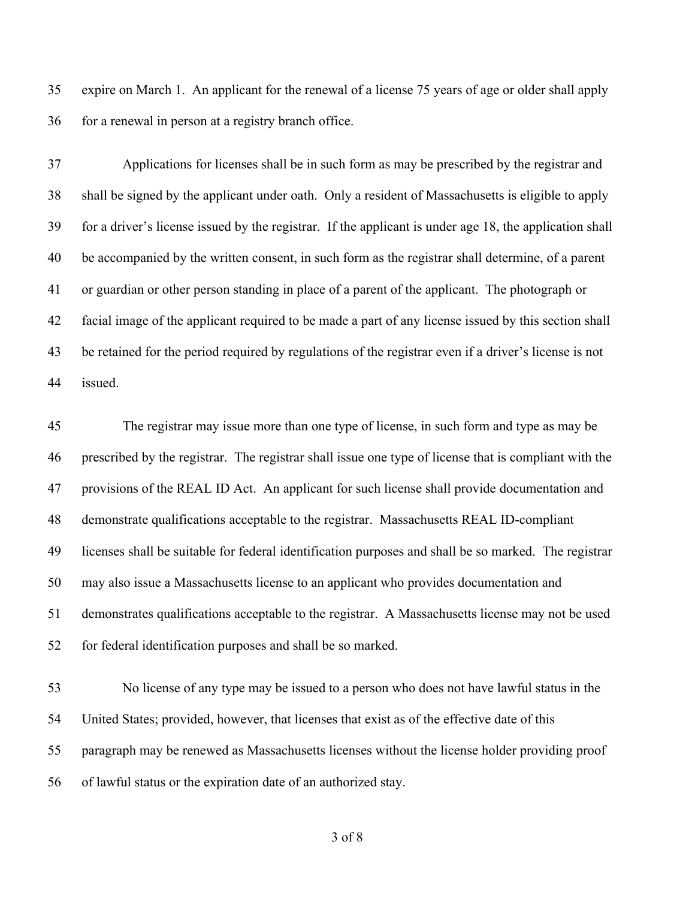expire on March 1. An applicant for the renewal of a license 75 years of age or older shall apply for a renewal in person at a registry branch office.

Applications for licenses shall be in such form as may be prescribed by the registrar and shall be signed by the applicant under oath. Only a resident of Massachusetts is eligible to apply for a driver's license issued by the registrar. If the applicant is under age 18, the application shall be accompanied by the written consent, in such form as the registrar shall determine, of a parent or guardian or other person standing in place of a parent of the applicant. The photograph or facial image of the applicant required to be made a part of any license issued by this section shall be retained for the period required by regulations of the registrar even if a driver's license is not issued.

The registrar may issue more than one type of license, in such form and type as may be prescribed by the registrar. The registrar shall issue one type of license that is compliant with the provisions of the REAL ID Act. An applicant for such license shall provide documentation and demonstrate qualifications acceptable to the registrar. Massachusetts REAL ID-compliant licenses shall be suitable for federal identification purposes and shall be so marked. The registrar may also issue a Massachusetts license to an applicant who provides documentation and demonstrates qualifications acceptable to the registrar. A Massachusetts license may not be used for federal identification purposes and shall be so marked.

No license of any type may be issued to a person who does not have lawful status in the United States; provided, however, that licenses that exist as of the effective date of this paragraph may be renewed as Massachusetts licenses without the license holder providing proof of lawful status or the expiration date of an authorized stay.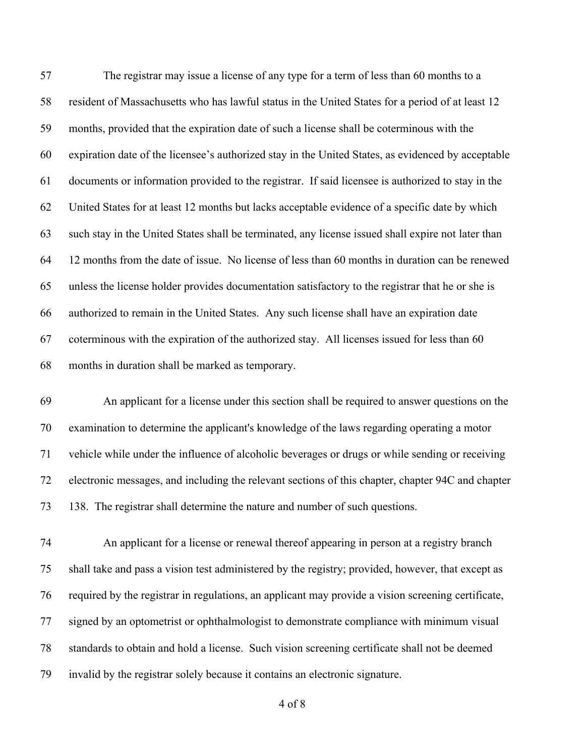The registrar may issue a license of any type for a term of less than 60 months to a resident of Massachusetts who has lawful status in the United States for a period of at least 12 months, provided that the expiration date of such a license shall be coterminous with the expiration date of the licensee's authorized stay in the United States, as evidenced by acceptable documents or information provided to the registrar. If said licensee is authorized to stay in the United States for at least 12 months but lacks acceptable evidence of a specific date by which such stay in the United States shall be terminated, any license issued shall expire not later than 12 months from the date of issue. No license of less than 60 months in duration can be renewed unless the license holder provides documentation satisfactory to the registrar that he or she is authorized to remain in the United States. Any such license shall have an expiration date coterminous with the expiration of the authorized stay. All licenses issued for less than 60 months in duration shall be marked as temporary.

An applicant for a license under this section shall be required to answer questions on the examination to determine the applicant's knowledge of the laws regarding operating a motor vehicle while under the influence of alcoholic beverages or drugs or while sending or receiving electronic messages, and including the relevant sections of this chapter, chapter 94C and chapter 138. The registrar shall determine the nature and number of such questions.

An applicant for a license or renewal thereof appearing in person at a registry branch shall take and pass a vision test administered by the registry; provided, however, that except as required by the registrar in regulations, an applicant may provide a vision screening certificate, signed by an optometrist or ophthalmologist to demonstrate compliance with minimum visual standards to obtain and hold a license. Such vision screening certificate shall not be deemed invalid by the registrar solely because it contains an electronic signature.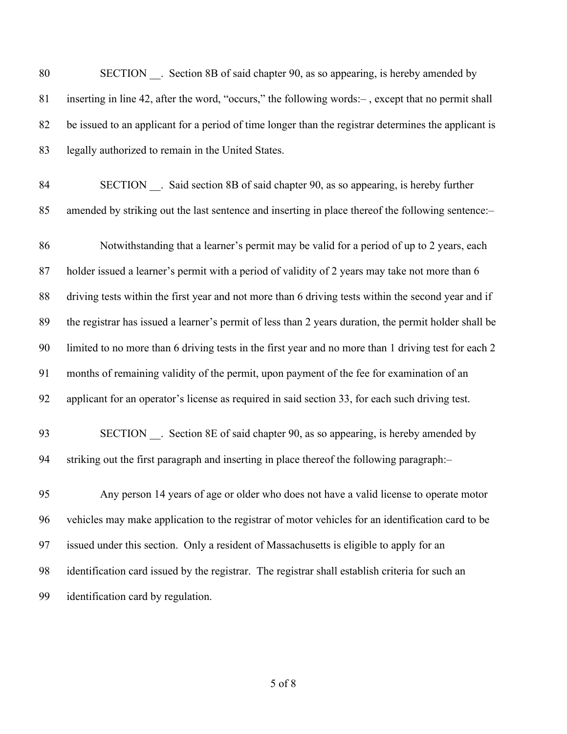SECTION __. Section 8B of said chapter 90, as so appearing, is hereby amended by inserting in line 42, after the word, "occurs," the following words:– , except that no permit shall be issued to an applicant for a period of time longer than the registrar determines the applicant is legally authorized to remain in the United States.

SECTION __. Said section 8B of said chapter 90, as so appearing, is hereby further amended by striking out the last sentence and inserting in place thereof the following sentence:–

Notwithstanding that a learner's permit may be valid for a period of up to 2 years, each holder issued a learner's permit with a period of validity of 2 years may take not more than 6 driving tests within the first year and not more than 6 driving tests within the second year and if the registrar has issued a learner's permit of less than 2 years duration, the permit holder shall be limited to no more than 6 driving tests in the first year and no more than 1 driving test for each 2 months of remaining validity of the permit, upon payment of the fee for examination of an applicant for an operator's license as required in said section 33, for each such driving test.

SECTION __. Section 8E of said chapter 90, as so appearing, is hereby amended by striking out the first paragraph and inserting in place thereof the following paragraph:–

Any person 14 years of age or older who does not have a valid license to operate motor vehicles may make application to the registrar of motor vehicles for an identification card to be issued under this section. Only a resident of Massachusetts is eligible to apply for an identification card issued by the registrar. The registrar shall establish criteria for such an identification card by regulation.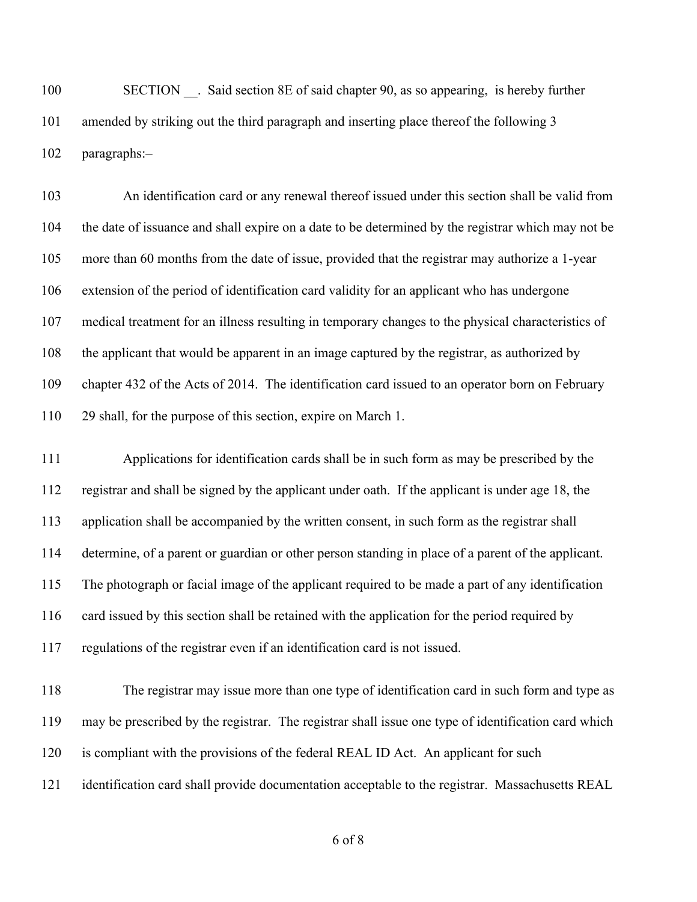SECTION __. Said section 8E of said chapter 90, as so appearing, is hereby further amended by striking out the third paragraph and inserting place thereof the following 3 paragraphs:–

An identification card or any renewal thereof issued under this section shall be valid from the date of issuance and shall expire on a date to be determined by the registrar which may not be more than 60 months from the date of issue, provided that the registrar may authorize a 1-year extension of the period of identification card validity for an applicant who has undergone medical treatment for an illness resulting in temporary changes to the physical characteristics of the applicant that would be apparent in an image captured by the registrar, as authorized by chapter 432 of the Acts of 2014. The identification card issued to an operator born on February 29 shall, for the purpose of this section, expire on March 1.

Applications for identification cards shall be in such form as may be prescribed by the registrar and shall be signed by the applicant under oath. If the applicant is under age 18, the application shall be accompanied by the written consent, in such form as the registrar shall determine, of a parent or guardian or other person standing in place of a parent of the applicant. The photograph or facial image of the applicant required to be made a part of any identification card issued by this section shall be retained with the application for the period required by regulations of the registrar even if an identification card is not issued.

The registrar may issue more than one type of identification card in such form and type as may be prescribed by the registrar. The registrar shall issue one type of identification card which is compliant with the provisions of the federal REAL ID Act. An applicant for such identification card shall provide documentation acceptable to the registrar. Massachusetts REAL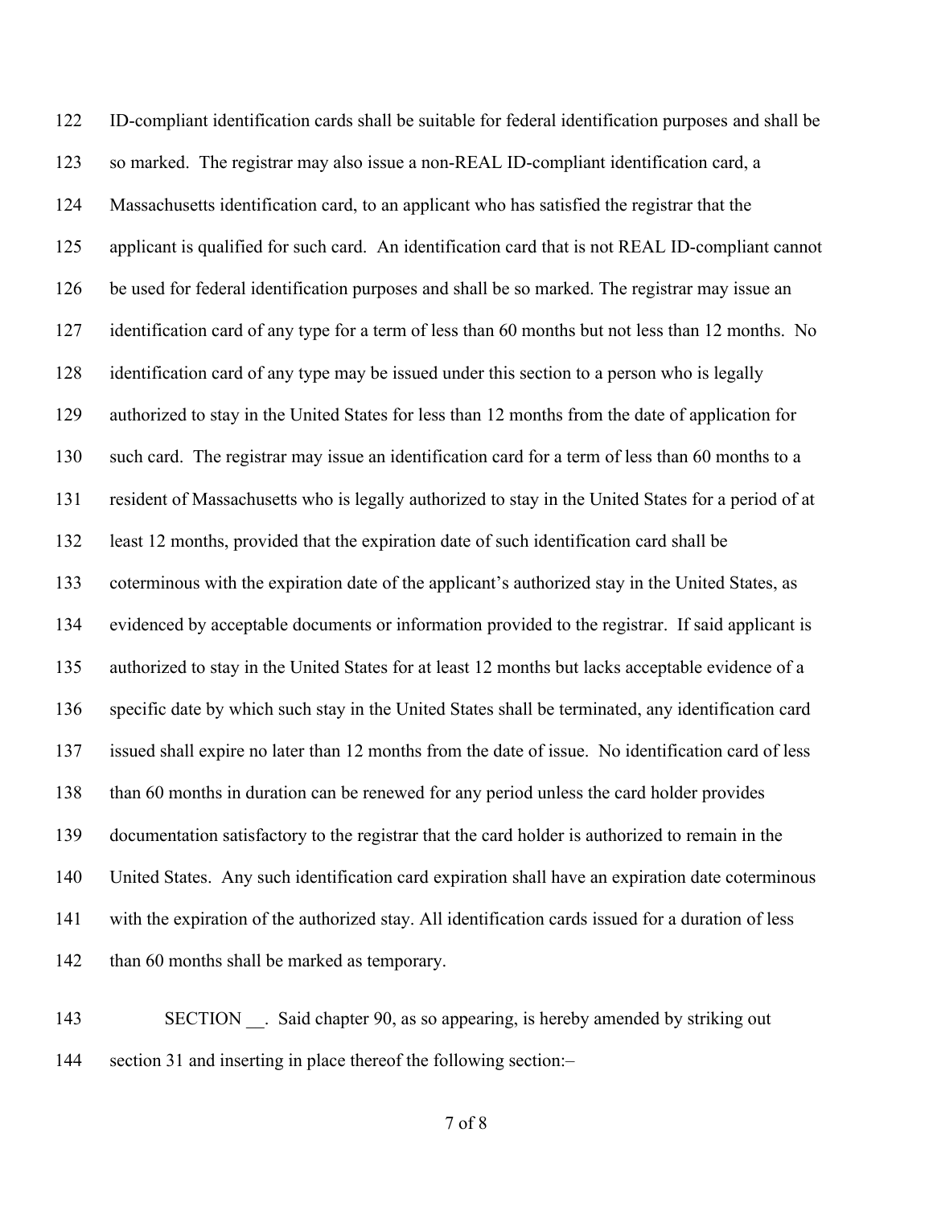ID-compliant identification cards shall be suitable for federal identification purposes and shall be so marked. The registrar may also issue a non-REAL ID-compliant identification card, a Massachusetts identification card, to an applicant who has satisfied the registrar that the applicant is qualified for such card. An identification card that is not REAL ID-compliant cannot be used for federal identification purposes and shall be so marked. The registrar may issue an identification card of any type for a term of less than 60 months but not less than 12 months. No identification card of any type may be issued under this section to a person who is legally authorized to stay in the United States for less than 12 months from the date of application for such card. The registrar may issue an identification card for a term of less than 60 months to a resident of Massachusetts who is legally authorized to stay in the United States for a period of at least 12 months, provided that the expiration date of such identification card shall be coterminous with the expiration date of the applicant's authorized stay in the United States, as evidenced by acceptable documents or information provided to the registrar. If said applicant is authorized to stay in the United States for at least 12 months but lacks acceptable evidence of a specific date by which such stay in the United States shall be terminated, any identification card issued shall expire no later than 12 months from the date of issue. No identification card of less than 60 months in duration can be renewed for any period unless the card holder provides documentation satisfactory to the registrar that the card holder is authorized to remain in the United States. Any such identification card expiration shall have an expiration date coterminous with the expiration of the authorized stay. All identification cards issued for a duration of less than 60 months shall be marked as temporary.

SECTION __. Said chapter 90, as so appearing, is hereby amended by striking out section 31 and inserting in place thereof the following section:–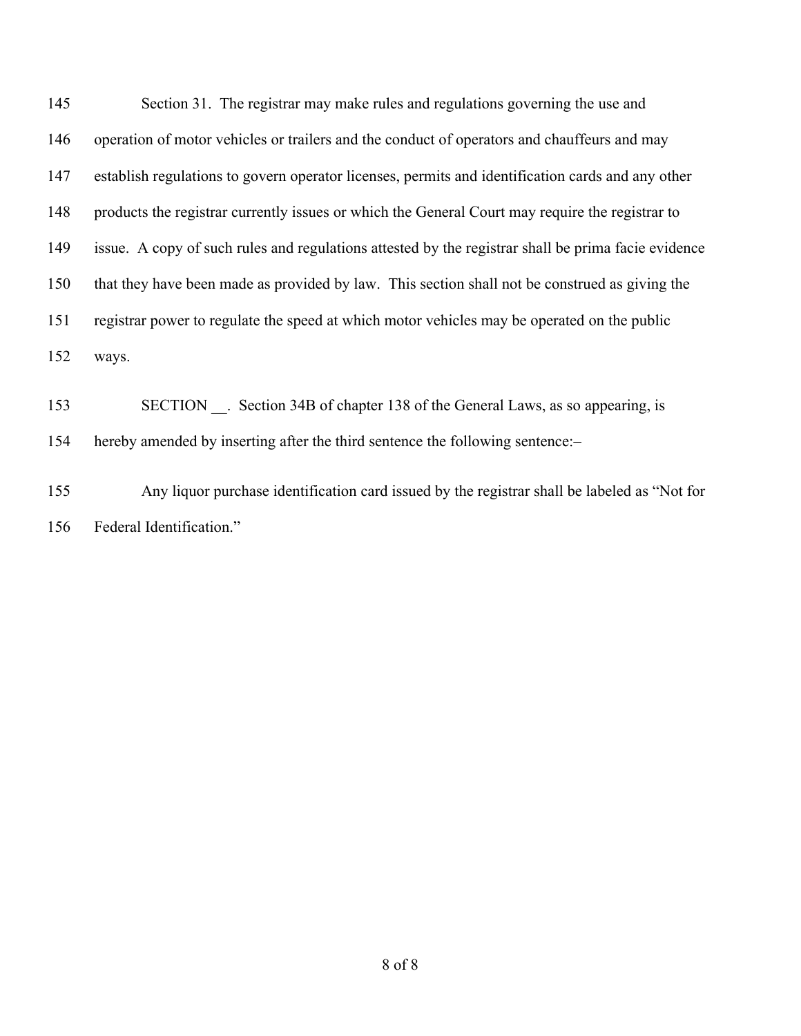Section 31. The registrar may make rules and regulations governing the use and operation of motor vehicles or trailers and the conduct of operators and chauffeurs and may establish regulations to govern operator licenses, permits and identification cards and any other products the registrar currently issues or which the General Court may require the registrar to issue. A copy of such rules and regulations attested by the registrar shall be prima facie evidence that they have been made as provided by law. This section shall not be construed as giving the registrar power to regulate the speed at which motor vehicles may be operated on the public ways.

SECTION __. Section 34B of chapter 138 of the General Laws, as so appearing, is hereby amended by inserting after the third sentence the following sentence:–

Any liquor purchase identification card issued by the registrar shall be labeled as "Not for Federal Identification."